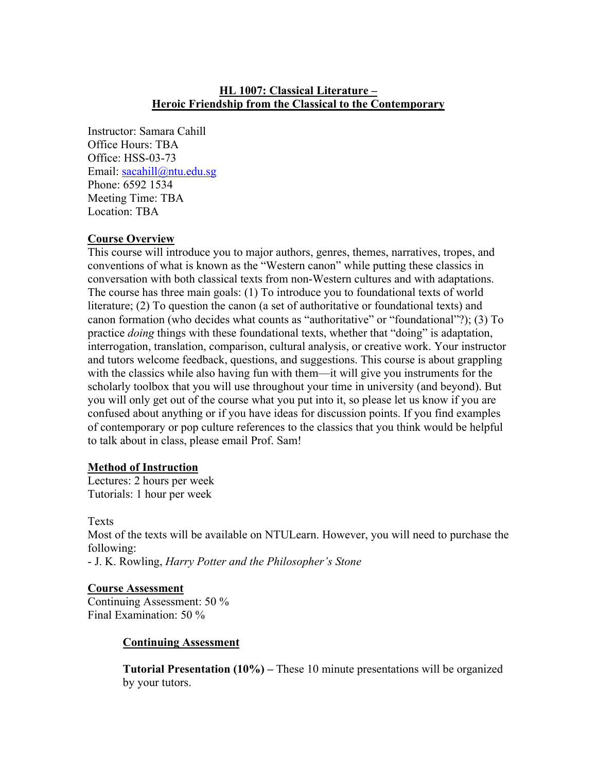**HL 1007: Classical Literature –**
**Heroic Friendship from the Classical to the Contemporary**

Instructor: Samara Cahill
Office Hours: TBA
Office: HSS-03-73
Email: sacahill@ntu.edu.sg
Phone: 6592 1534
Meeting Time: TBA
Location: TBA

## Course Overview

This course will introduce you to major authors, genres, themes, narratives, tropes, and conventions of what is known as the "Western canon" while putting these classics in conversation with both classical texts from non-Western cultures and with adaptations. The course has three main goals: (1) To introduce you to foundational texts of world literature; (2) To question the canon (a set of authoritative or foundational texts) and canon formation (who decides what counts as "authoritative" or "foundational"?); (3) To practice *doing* things with these foundational texts, whether that "doing" is adaptation, interrogation, translation, comparison, cultural analysis, or creative work. Your instructor and tutors welcome feedback, questions, and suggestions. This course is about grappling with the classics while also having fun with them—it will give you instruments for the scholarly toolbox that you will use throughout your time in university (and beyond). But you will only get out of the course what you put into it, so please let us know if you are confused about anything or if you have ideas for discussion points. If you find examples of contemporary or pop culture references to the classics that you think would be helpful to talk about in class, please email Prof. Sam!

## Method of Instruction

Lectures: 2 hours per week
Tutorials: 1 hour per week

Texts
Most of the texts will be available on NTULearn. However, you will need to purchase the following:
- J. K. Rowling, *Harry Potter and the Philosopher's Stone*

## Course Assessment

Continuing Assessment: 50 %
Final Examination: 50 %

### Continuing Assessment

**Tutorial Presentation (10%) –** These 10 minute presentations will be organized by your tutors.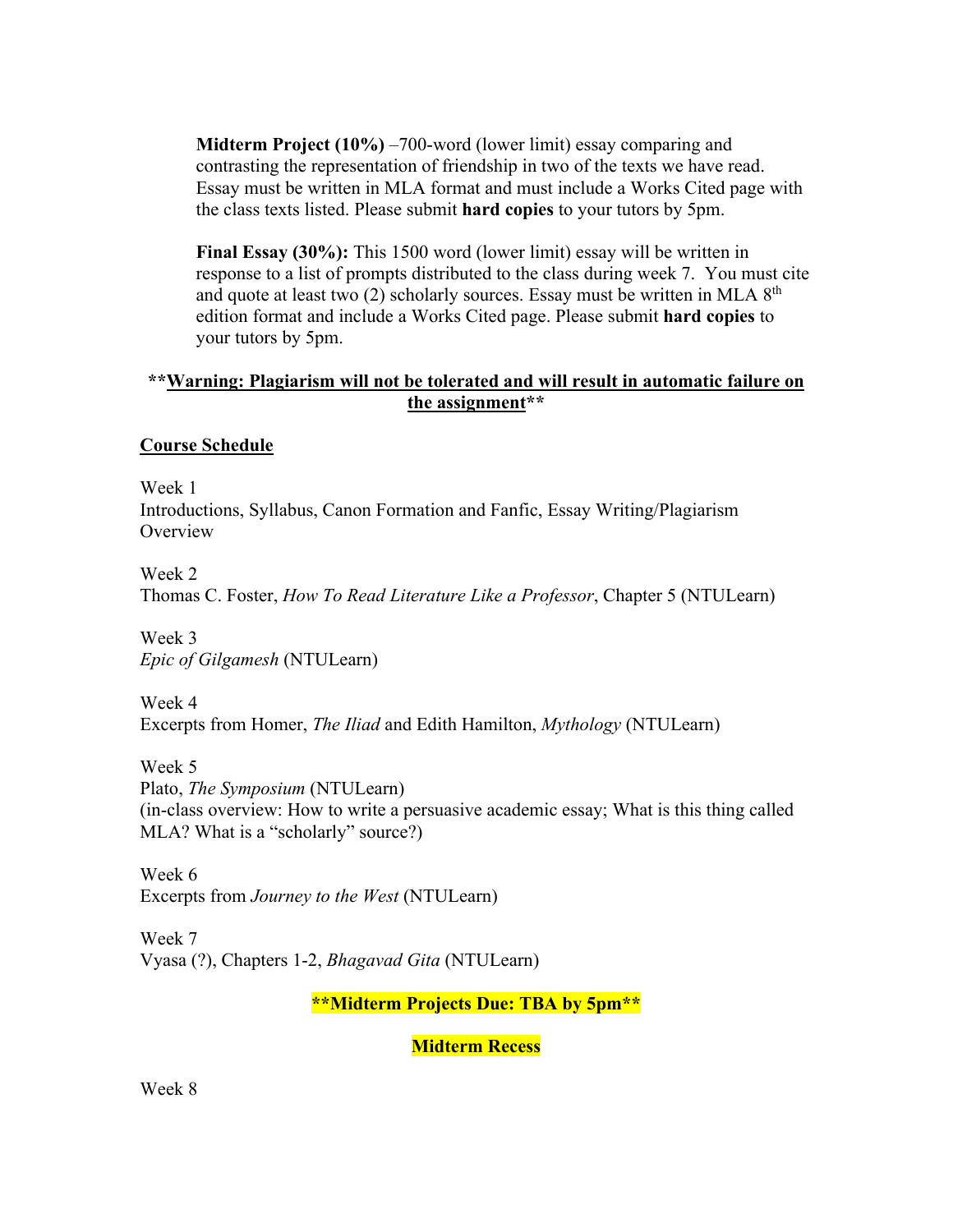**Midterm Project (10%)** –700-word (lower limit) essay comparing and contrasting the representation of friendship in two of the texts we have read. Essay must be written in MLA format and must include a Works Cited page with the class texts listed. Please submit **hard copies** to your tutors by 5pm.

**Final Essay (30%):** This 1500 word (lower limit) essay will be written in response to a list of prompts distributed to the class during week 7. You must cite and quote at least two (2) scholarly sources. Essay must be written in MLA 8th edition format and include a Works Cited page. Please submit **hard copies** to your tutors by 5pm.

****<u>Warning: Plagiarism will not be tolerated and will result in automatic failure on the assignment</u>****

## <u>Course Schedule</u>

Week 1
Introductions, Syllabus, Canon Formation and Fanfic, Essay Writing/Plagiarism Overview

Week 2
Thomas C. Foster, *How To Read Literature Like a Professor*, Chapter 5 (NTULearn)

Week 3
*Epic of Gilgamesh* (NTULearn)

Week 4
Excerpts from Homer, *The Iliad* and Edith Hamilton, *Mythology* (NTULearn)

Week 5
Plato, *The Symposium* (NTULearn)
(in-class overview: How to write a persuasive academic essay; What is this thing called MLA? What is a "scholarly" source?)

Week 6
Excerpts from *Journey to the West* (NTULearn)

Week 7
Vyasa (?), Chapters 1-2, *Bhagavad Gita* (NTULearn)

**Midterm Projects Due: TBA by 5pm**

**Midterm Recess**

Week 8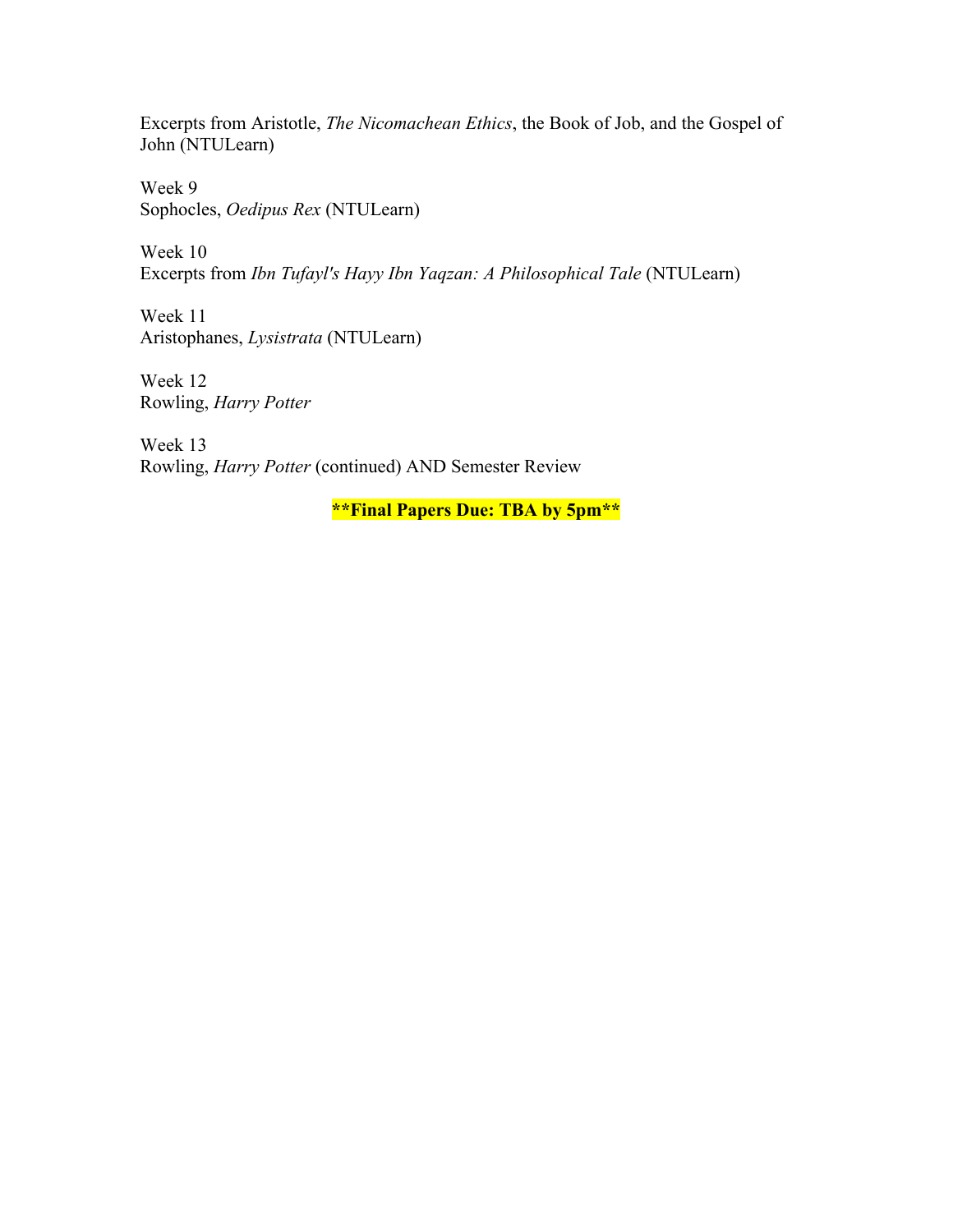Excerpts from Aristotle, *The Nicomachean Ethics*, the Book of Job, and the Gospel of John (NTULearn)

Week 9
Sophocles, *Oedipus Rex* (NTULearn)

Week 10
Excerpts from *Ibn Tufayl's Hayy Ibn Yaqzan: A Philosophical Tale* (NTULearn)

Week 11
Aristophanes, *Lysistrata* (NTULearn)

Week 12
Rowling, *Harry Potter*

Week 13
Rowling, *Harry Potter* (continued) AND Semester Review

**Final Papers Due: TBA by 5pm**